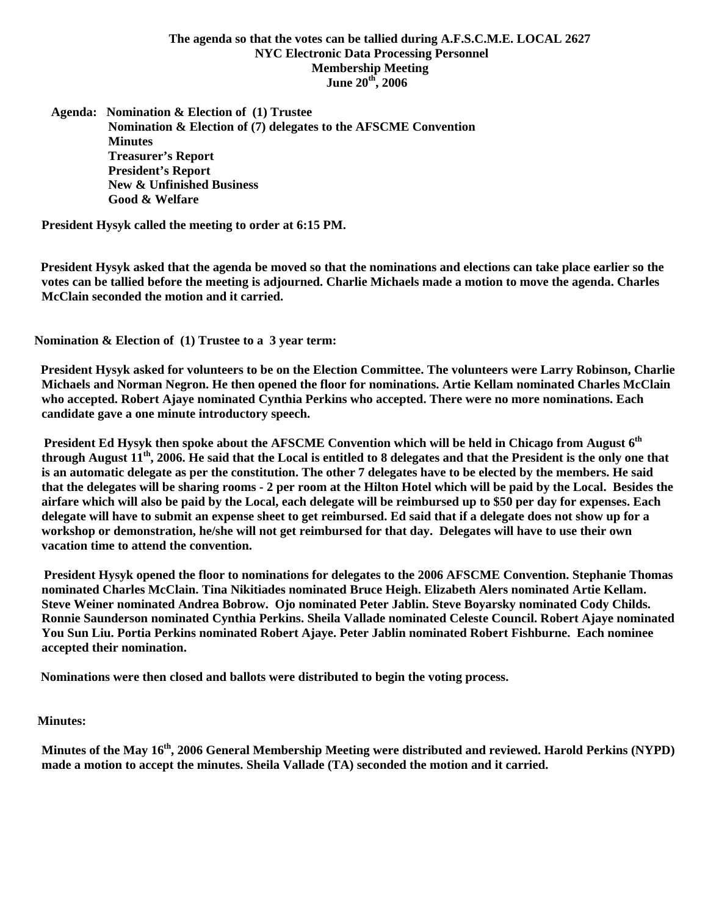**The agenda so that the votes can be tallied during A.F.S.C.M.E. LOCAL 2627**
**NYC Electronic Data Processing Personnel**
**Membership Meeting**
**June 20th, 2006**

**Agenda:** **Nomination & Election of (1) Trustee**
**Nomination & Election of (7) delegates to the AFSCME Convention**
**Minutes**
**Treasurer's Report**
**President's Report**
**New & Unfinished Business**
**Good & Welfare**

**President Hysyk called the meeting to order at 6:15 PM.**

**President Hysyk asked that the agenda be moved so that the nominations and elections can take place earlier so the votes can be tallied before the meeting is adjourned. Charlie Michaels made a motion to move the agenda. Charles McClain seconded the motion and it carried.**

**Nomination & Election of (1) Trustee to a 3 year term:**

**President Hysyk asked for volunteers to be on the Election Committee. The volunteers were Larry Robinson, Charlie Michaels and Norman Negron. He then opened the floor for nominations. Artie Kellam nominated Charles McClain who accepted. Robert Ajaye nominated Cynthia Perkins who accepted. There were no more nominations. Each candidate gave a one minute introductory speech.**

**President Ed Hysyk then spoke about the AFSCME Convention which will be held in Chicago from August 6th through August 11th, 2006. He said that the Local is entitled to 8 delegates and that the President is the only one that is an automatic delegate as per the constitution. The other 7 delegates have to be elected by the members. He said that the delegates will be sharing rooms - 2 per room at the Hilton Hotel which will be paid by the Local. Besides the airfare which will also be paid by the Local, each delegate will be reimbursed up to $50 per day for expenses. Each delegate will have to submit an expense sheet to get reimbursed. Ed said that if a delegate does not show up for a workshop or demonstration, he/she will not get reimbursed for that day. Delegates will have to use their own vacation time to attend the convention.**

**President Hysyk opened the floor to nominations for delegates to the 2006 AFSCME Convention. Stephanie Thomas nominated Charles McClain. Tina Nikitiades nominated Bruce Heigh. Elizabeth Alers nominated Artie Kellam. Steve Weiner nominated Andrea Bobrow. Ojo nominated Peter Jablin. Steve Boyarsky nominated Cody Childs. Ronnie Saunderson nominated Cynthia Perkins. Sheila Vallade nominated Celeste Council. Robert Ajaye nominated You Sun Liu. Portia Perkins nominated Robert Ajaye. Peter Jablin nominated Robert Fishburne. Each nominee accepted their nomination.**

**Nominations were then closed and ballots were distributed to begin the voting process.**

**Minutes:**

**Minutes of the May 16th, 2006 General Membership Meeting were distributed and reviewed. Harold Perkins (NYPD) made a motion to accept the minutes. Sheila Vallade (TA) seconded the motion and it carried.**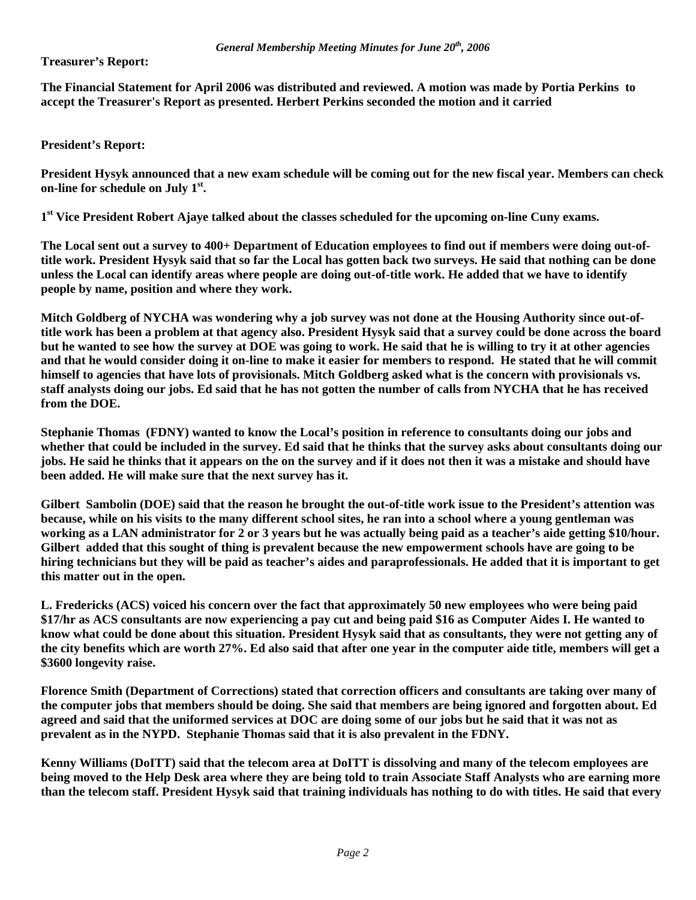*General Membership Meeting Minutes for June 20th, 2006*

**Treasurer's Report:**

**The Financial Statement for April 2006 was distributed and reviewed. A motion was made by Portia Perkins to accept the Treasurer's Report as presented. Herbert Perkins seconded the motion and it carried**

**President's Report:**

**President Hysyk announced that a new exam schedule will be coming out for the new fiscal year. Members can check on-line for schedule on July 1st.**

**1st Vice President Robert Ajaye talked about the classes scheduled for the upcoming on-line Cuny exams.**

**The Local sent out a survey to 400+ Department of Education employees to find out if members were doing out-of-title work. President Hysyk said that so far the Local has gotten back two surveys. He said that nothing can be done unless the Local can identify areas where people are doing out-of-title work. He added that we have to identify people by name, position and where they work.**

**Mitch Goldberg of NYCHA was wondering why a job survey was not done at the Housing Authority since out-of-title work has been a problem at that agency also. President Hysyk said that a survey could be done across the board but he wanted to see how the survey at DOE was going to work. He said that he is willing to try it at other agencies and that he would consider doing it on-line to make it easier for members to respond. He stated that he will commit himself to agencies that have lots of provisionals. Mitch Goldberg asked what is the concern with provisionals vs. staff analysts doing our jobs. Ed said that he has not gotten the number of calls from NYCHA that he has received from the DOE.**

**Stephanie Thomas (FDNY) wanted to know the Local's position in reference to consultants doing our jobs and whether that could be included in the survey. Ed said that he thinks that the survey asks about consultants doing our jobs. He said he thinks that it appears on the on the survey and if it does not then it was a mistake and should have been added. He will make sure that the next survey has it.**

**Gilbert Sambolin (DOE) said that the reason he brought the out-of-title work issue to the President's attention was because, while on his visits to the many different school sites, he ran into a school where a young gentleman was working as a LAN administrator for 2 or 3 years but he was actually being paid as a teacher's aide getting $10/hour. Gilbert added that this sought of thing is prevalent because the new empowerment schools have are going to be hiring technicians but they will be paid as teacher's aides and paraprofessionals. He added that it is important to get this matter out in the open.**

**L. Fredericks (ACS) voiced his concern over the fact that approximately 50 new employees who were being paid $17/hr as ACS consultants are now experiencing a pay cut and being paid $16 as Computer Aides I. He wanted to know what could be done about this situation. President Hysyk said that as consultants, they were not getting any of the city benefits which are worth 27%. Ed also said that after one year in the computer aide title, members will get a $3600 longevity raise.**

**Florence Smith (Department of Corrections) stated that correction officers and consultants are taking over many of the computer jobs that members should be doing. She said that members are being ignored and forgotten about. Ed agreed and said that the uniformed services at DOC are doing some of our jobs but he said that it was not as prevalent as in the NYPD. Stephanie Thomas said that it is also prevalent in the FDNY.**

**Kenny Williams (DoITT) said that the telecom area at DoITT is dissolving and many of the telecom employees are being moved to the Help Desk area where they are being told to train Associate Staff Analysts who are earning more than the telecom staff. President Hysyk said that training individuals has nothing to do with titles. He said that every**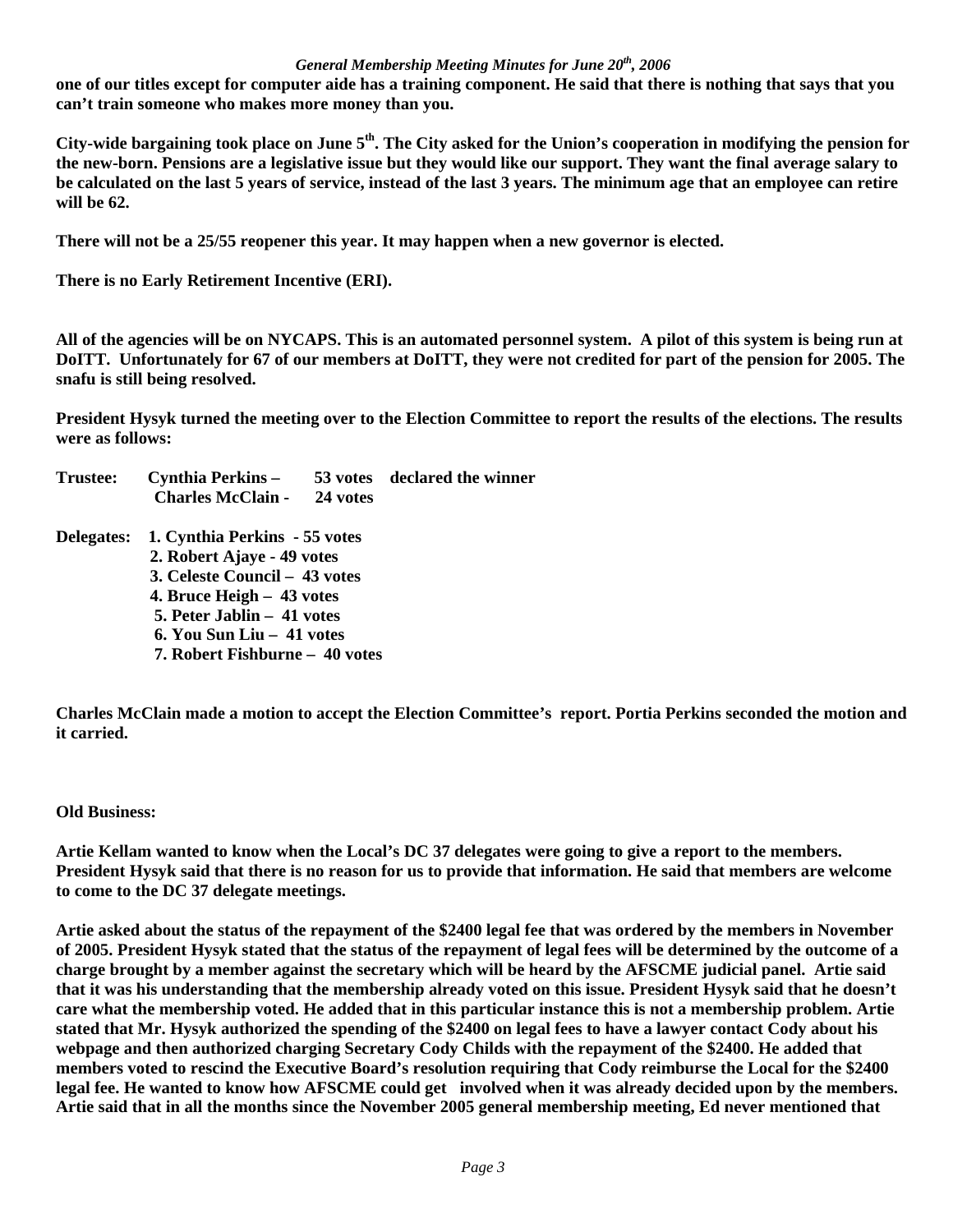**one of our titles except for computer aide has a training component. He said that there is nothing that says that you can't train someone who makes more money than you.**

**City-wide bargaining took place on June 5th. The City asked for the Union's cooperation in modifying the pension for the new-born. Pensions are a legislative issue but they would like our support. They want the final average salary to be calculated on the last 5 years of service, instead of the last 3 years. The minimum age that an employee can retire will be 62.**

**There will not be a 25/55 reopener this year. It may happen when a new governor is elected.**

**There is no Early Retirement Incentive (ERI).**

**All of the agencies will be on NYCAPS. This is an automated personnel system. A pilot of this system is being run at DoITT. Unfortunately for 67 of our members at DoITT, they were not credited for part of the pension for 2005. The snafu is still being resolved.**

**President Hysyk turned the meeting over to the Election Committee to report the results of the elections. The results were as follows:**

| | | | |
|---|---|---|---|
| **Trustee:** | **Cynthia Perkins –** | **53 votes** | **declared the winner** |
| | **Charles McClain -** | **24 votes** | |

**Delegates:**

1. **Cynthia Perkins - 55 votes**
2. **Robert Ajaye - 49 votes**
3. **Celeste Council – 43 votes**
4. **Bruce Heigh – 43 votes**
5. **Peter Jablin – 41 votes**
6. **You Sun Liu – 41 votes**
7. **Robert Fishburne – 40 votes**

**Charles McClain made a motion to accept the Election Committee's report. Portia Perkins seconded the motion and it carried.**

**Old Business:**

**Artie Kellam wanted to know when the Local's DC 37 delegates were going to give a report to the members. President Hysyk said that there is no reason for us to provide that information. He said that members are welcome to come to the DC 37 delegate meetings.**

**Artie asked about the status of the repayment of the $2400 legal fee that was ordered by the members in November of 2005. President Hysyk stated that the status of the repayment of legal fees will be determined by the outcome of a charge brought by a member against the secretary which will be heard by the AFSCME judicial panel. Artie said that it was his understanding that the membership already voted on this issue. President Hysyk said that he doesn't care what the membership voted. He added that in this particular instance this is not a membership problem. Artie stated that Mr. Hysyk authorized the spending of the $2400 on legal fees to have a lawyer contact Cody about his webpage and then authorized charging Secretary Cody Childs with the repayment of the $2400. He added that members voted to rescind the Executive Board's resolution requiring that Cody reimburse the Local for the $2400 legal fee. He wanted to know how AFSCME could get involved when it was already decided upon by the members. Artie said that in all the months since the November 2005 general membership meeting, Ed never mentioned that**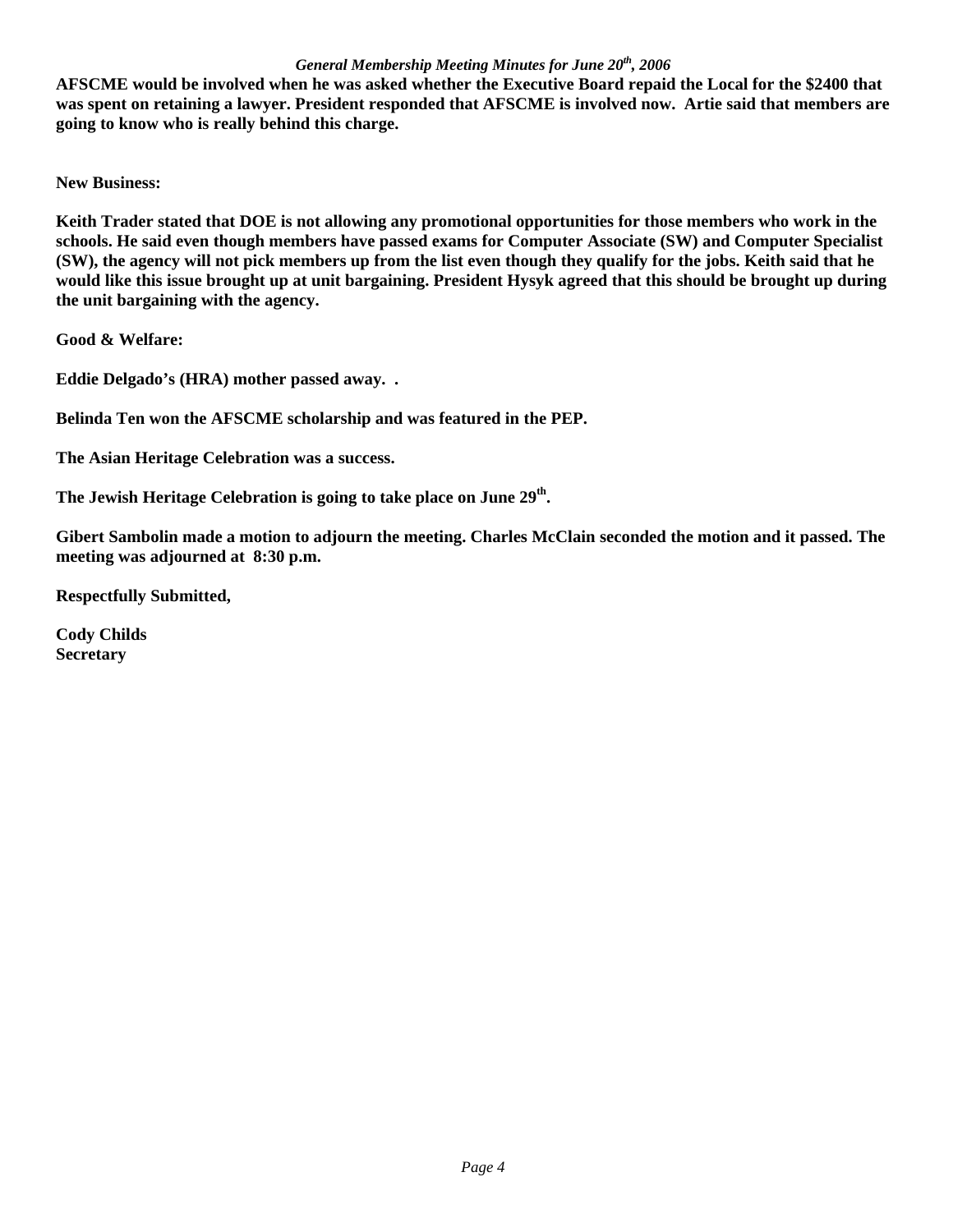**AFSCME would be involved when he was asked whether the Executive Board repaid the Local for the $2400 that was spent on retaining a lawyer. President responded that AFSCME is involved now. Artie said that members are going to know who is really behind this charge.**

**New Business:**

**Keith Trader stated that DOE is not allowing any promotional opportunities for those members who work in the schools. He said even though members have passed exams for Computer Associate (SW) and Computer Specialist (SW), the agency will not pick members up from the list even though they qualify for the jobs. Keith said that he would like this issue brought up at unit bargaining. President Hysyk agreed that this should be brought up during the unit bargaining with the agency.**

**Good & Welfare:**

**Eddie Delgado's (HRA) mother passed away. .**

**Belinda Ten won the AFSCME scholarship and was featured in the PEP.**

**The Asian Heritage Celebration was a success.**

**The Jewish Heritage Celebration is going to take place on June 29th.**

**Gibert Sambolin made a motion to adjourn the meeting. Charles McClain seconded the motion and it passed. The meeting was adjourned at 8:30 p.m.**

**Respectfully Submitted,**

**Cody Childs**
**Secretary**